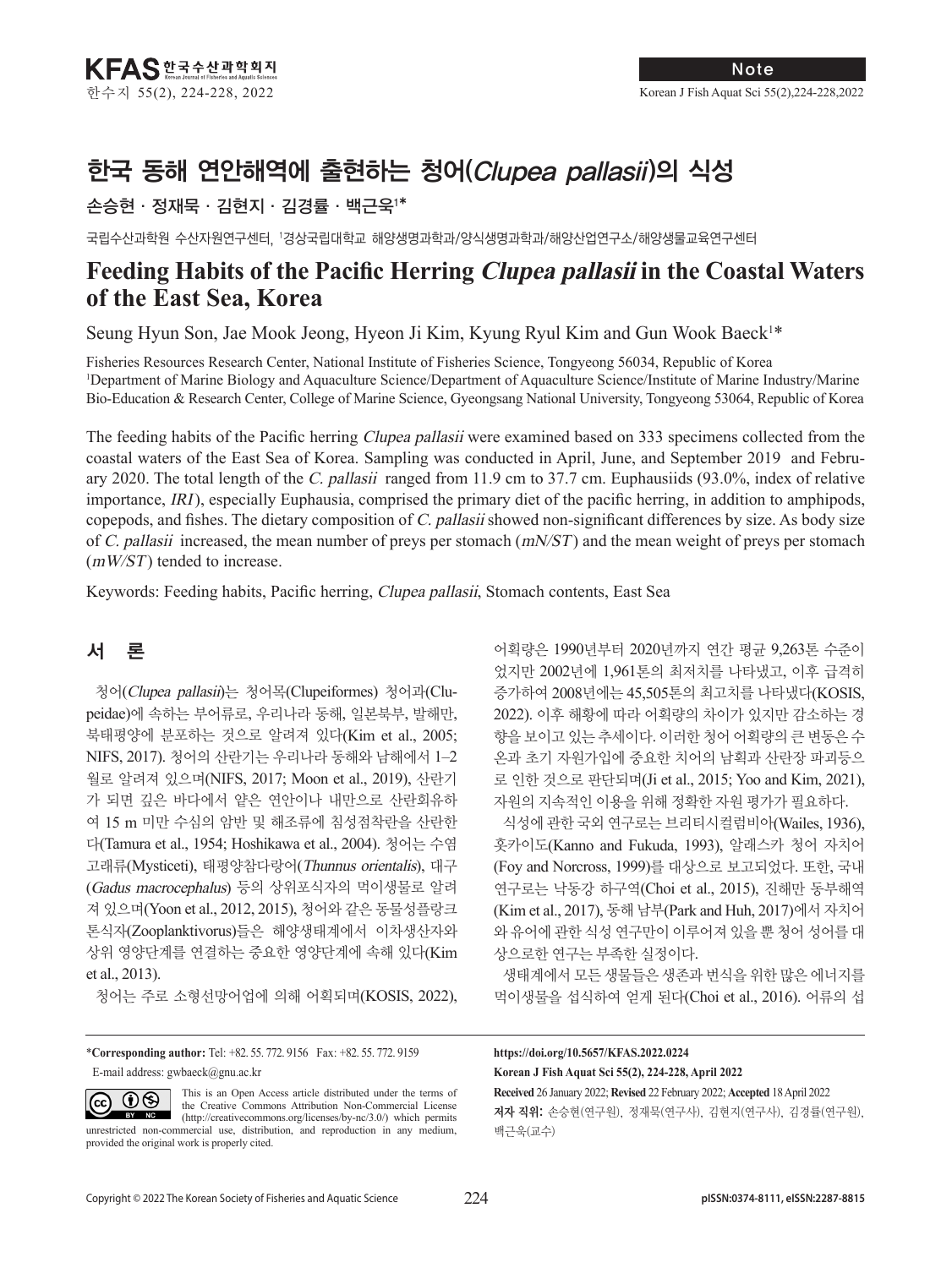Note

# 한국 동해 연안해역에 출현하는 청어(*Clupea pallasii*)의 식성

손승현 · 정재묵 · 김현지 · 김경률 · 백근욱[1]*

국립수산과학원 수산자원연구센터, [1]경상국립대학교 해양생명과학과/양식생명과학과/해양산업연구소/해양생물교육연구센터

# Feeding Habits of the Pacific Herring *Clupea pallasii* in the Coastal Waters of the East Sea, Korea

Seung Hyun Son, Jae Mook Jeong, Hyeon Ji Kim, Kyung Ryul Kim and Gun Wook Baeck[1]*

Fisheries Resources Research Center, National Institute of Fisheries Science, Tongyeong 56034, Republic of Korea
[1]Department of Marine Biology and Aquaculture Science/Department of Aquaculture Science/Institute of Marine Industry/Marine Bio-Education & Research Center, College of Marine Science, Gyeongsang National University, Tongyeong 53064, Republic of Korea

The feeding habits of the Pacific herring *Clupea pallasii* were examined based on 333 specimens collected from the coastal waters of the East Sea of Korea. Sampling was conducted in April, June, and September 2019 and February 2020. The total length of the *C. pallasii* ranged from 11.9 cm to 37.7 cm. Euphausiids (93.0%, index of relative importance, *IRI*), especially Euphausia, comprised the primary diet of the pacific herring, in addition to amphipods, copepods, and fishes. The dietary composition of *C. pallasii* showed non-significant differences by size. As body size of *C. pallasii* increased, the mean number of preys per stomach (*mN/ST*) and the mean weight of preys per stomach (*mW/ST*) tended to increase.

Keywords: Feeding habits, Pacific herring, *Clupea pallasii*, Stomach contents, East Sea

## 서 론

청어(*Clupea pallasii*)는 청어목(Clupeiformes) 청어과(Clupeidae)에 속하는 부어류로, 우리나라 동해, 일본북부, 발해만, 북태평양에 분포하는 것으로 알려져 있다(Kim et al., 2005; NIFS, 2017). 청어의 산란기는 우리나라 동해와 남해에서 1–2월로 알려져 있으며(NIFS, 2017; Moon et al., 2019), 산란기가 되면 깊은 바다에서 얕은 연안이나 내만으로 산란회유하여 15 m 미만 수심의 암반 및 해조류에 침성점착란을 산란한다(Tamura et al., 1954; Hoshikawa et al., 2004). 청어는 수염고래류(Mysticeti), 태평양참다랑어(*Thunnus orientalis*), 대구(*Gadus macrocephalus*) 등의 상위포식자의 먹이생물로 알려져 있으며(Yoon et al., 2012, 2015), 청어와 같은 동물성플랑크톤식자(Zooplanktivorus)들은 해양생태계에서 이차생산자와 상위 영양단계를 연결하는 중요한 영양단계에 속해 있다(Kim et al., 2013).

청어는 주로 소형선망어업에 의해 어획되며(KOSIS, 2022), 어획량은 1990년부터 2020년까지 연간 평균 9,263톤 수준이었지만 2002년에 1,961톤의 최저치를 나타냈고, 이후 급격히 증가하여 2008년에는 45,505톤의 최고치를 나타냈다(KOSIS, 2022). 이후 해황에 따라 어획량의 차이가 있지만 감소하는 경향을 보이고 있는 추세이다. 이러한 청어 어획량의 큰 변동은 수온과 초기 자원가입에 중요한 치어의 남획과 산란장 파괴등으로 인한 것으로 판단되며(Ji et al., 2015; Yoo and Kim, 2021), 자원의 지속적인 이용을 위해 정확한 자원 평가가 필요하다.

식성에 관한 국외 연구로는 브리티시컬럼비아(Wailes, 1936), 홋카이도(Kanno and Fukuda, 1993), 알래스카 청어 자치어(Foy and Norcross, 1999)를 대상으로 보고되었다. 또한, 국내 연구로는 낙동강 하구역(Choi et al., 2015), 진해만 동부해역(Kim et al., 2017), 동해 남부(Park and Huh, 2017)에서 자치어와 유어에 관한 식성 연구만이 이루어져 있을 뿐 청어 성어를 대상으로한 연구는 부족한 실정이다.

생태계에서 모든 생물들은 생존과 번식을 위한 많은 에너지를 먹이생물을 섭식하여 얻게 된다(Choi et al., 2016). 어류의 섭

*Corresponding author: Tel: +82. 55. 772. 9156 Fax: +82. 55. 772. 9159
E-mail address: gwbaeck@gnu.ac.kr

This is an Open Access article distributed under the terms of the Creative Commons Attribution Non-Commercial License (http://creativecommons.org/licenses/by-nc/3.0/) which permits unrestricted non-commercial use, distribution, and reproduction in any medium, provided the original work is properly cited.

https://doi.org/10.5657/KFAS.2022.0224

Korean J Fish Aquat Sci 55(2), 224-228, April 2022

Received 26 January 2022; Revised 22 February 2022; Accepted 18 April 2022

저자 직위: 손승현(연구원), 정재묵(연구사), 김현지(연구사), 김경률(연구원), 백근욱(교수)

Copyright © 2022 The Korean Society of Fisheries and Aquatic Science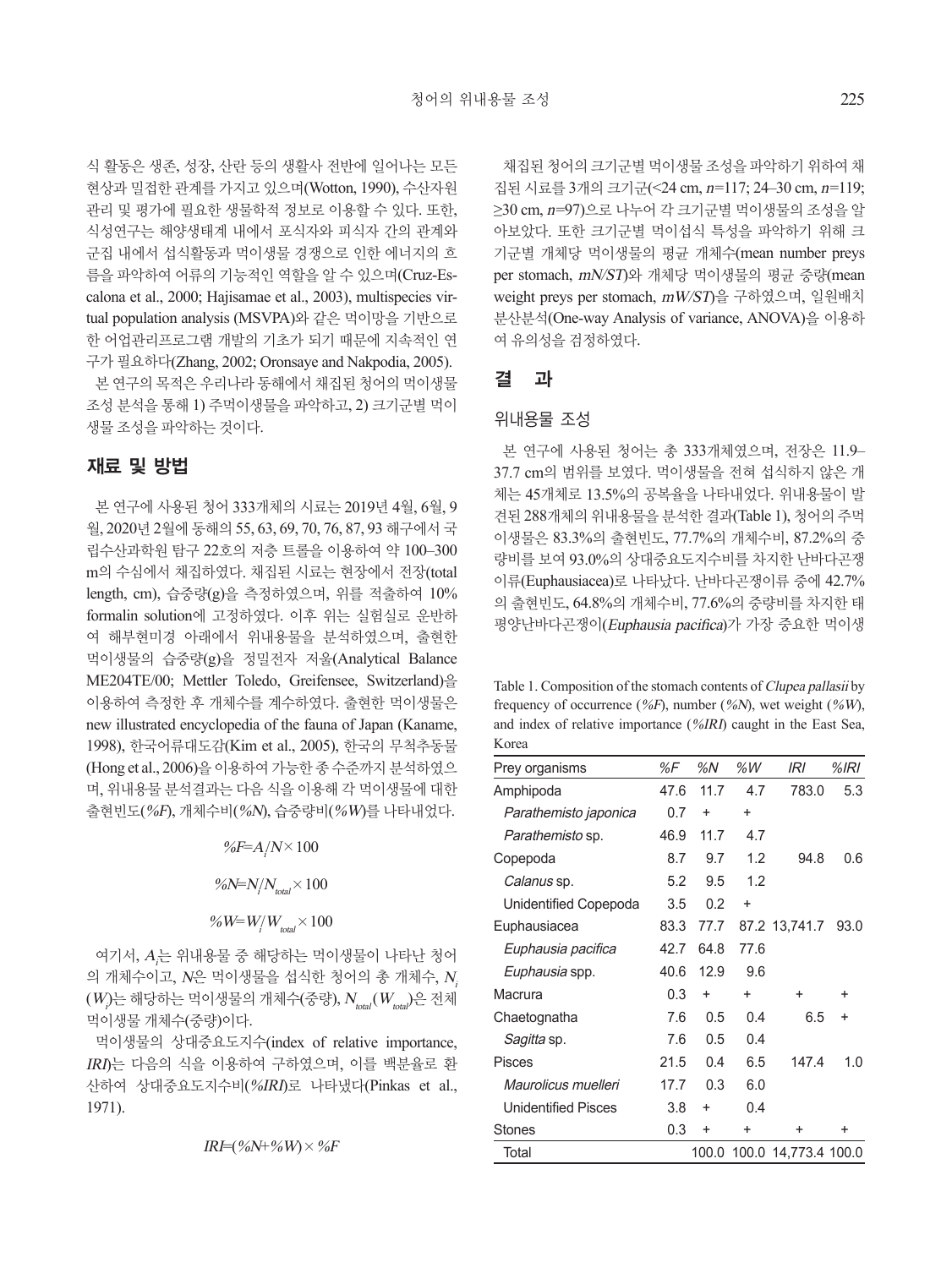식 활동은 생존, 성장, 산란 등의 생활사 전반에 일어나는 모든 현상과 밀접한 관계를 가지고 있으며(Wotton, 1990), 수산자원 관리 및 평가에 필요한 생물학적 정보로 이용할 수 있다. 또한, 식성연구는 해양생태계 내에서 포식자와 피식자 간의 관계와 군집 내에서 섭식활동과 먹이생물 경쟁으로 인한 에너지의 흐름을 파악하여 어류의 기능적인 역할을 알 수 있으며(Cruz-Escalona et al., 2000; Hajisamae et al., 2003), multispecies virtual population analysis (MSVPA)와 같은 먹이망을 기반으로 한 어업관리프로그램 개발의 기초가 되기 때문에 지속적인 연구가 필요하다(Zhang, 2002; Oronsaye and Nakpodia, 2005).

본 연구의 목적은 우리나라 동해에서 채집된 청어의 먹이생물 조성 분석을 통해 1) 주먹이생물을 파악하고, 2) 크기군별 먹이생물 조성을 파악하는 것이다.

## 재료 및 방법

본 연구에 사용된 청어 333개체의 시료는 2019년 4월, 6월, 9월, 2020년 2월에 동해의 55, 63, 69, 70, 76, 87, 93 해구에서 국립수산과학원 탐구 22호의 저층 트롤을 이용하여 약 100–300 m의 수심에서 채집하였다. 채집된 시료는 현장에서 전장(total length, cm), 습중량(g)을 측정하였으며, 위를 적출하여 10% formalin solution에 고정하였다. 이후 위는 실험실로 운반하여 해부현미경 아래에서 위내용물을 분석하였으며, 출현한 먹이생물의 습중량(g)을 정밀전자 저울(Analytical Balance ME204TE/00; Mettler Toledo, Greifensee, Switzerland)을 이용하여 측정한 후 개체수를 계수하였다. 출현한 먹이생물은 new illustrated encyclopedia of the fauna of Japan (Kaname, 1998), 한국어류대도감(Kim et al., 2005), 한국의 무척추동물(Hong et al., 2006)을 이용하여 가능한 종 수준까지 분석하였으며, 위내용물 분석결과는 다음 식을 이용해 각 먹이생물에 대한 출현빈도(*%F*), 개체수비(*%N*), 습중량비(*%W*)를 나타내었다.

$$\%F = A_i / N \times 100$$

$$\%N = N_i / N_{total} \times 100$$

$$\%W = W_i / W_{total} \times 100$$

여기서, $A_i$는 위내용물 중 해당하는 먹이생물이 나타난 청어의 개체수이고, $N$은 먹이생물을 섭식한 청어의 총 개체수, $N_i$ ($W_i$)는 해당하는 먹이생물의 개체수(중량), $N_{total}$ ($W_{total}$)은 전체 먹이생물 개체수(중량)이다.

먹이생물의 상대중요도지수(index of relative importance, *IRI*)는 다음의 식을 이용하여 구하였으며, 이를 백분율로 환산하여 상대중요도지수비(*%IRI*)로 나타냈다(Pinkas et al., 1971).

$$IRI = (\%N + \%W) \times \%F$$

채집된 청어의 크기군별 먹이생물 조성을 파악하기 위하여 채집된 시료를 3개의 크기군(<24 cm, *n*=117; 24–30 cm, *n*=119; ≥30 cm, *n*=97)으로 나누어 각 크기군별 먹이생물의 조성을 알아보았다. 또한 크기군별 먹이섭식 특성을 파악하기 위해 크기군별 개체당 먹이생물의 평균 개체수(mean number preys per stomach, *mN/ST*)와 개체당 먹이생물의 평균 중량(mean weight preys per stomach, *mW/ST*)을 구하였으며, 일원배치 분산분석(One-way Analysis of variance, ANOVA)을 이용하여 유의성을 검정하였다.

## 결 과

### 위내용물 조성

본 연구에 사용된 청어는 총 333개체였으며, 전장은 11.9–37.7 cm의 범위를 보였다. 먹이생물을 전혀 섭식하지 않은 개체는 45개체로 13.5%의 공복율을 나타내었다. 위내용물이 발견된 288개체의 위내용물을 분석한 결과(Table 1), 청어의 주먹이생물은 83.3%의 출현빈도, 77.7%의 개체수비, 87.2%의 중량비를 보여 93.0%의 상대중요도지수비를 차지한 난바다곤쟁이류(Euphausiacea)로 나타났다. 난바다곤쟁이류 중에 42.7%의 출현빈도, 64.8%의 개체수비, 77.6%의 중량비를 차지한 태평양난바다곤쟁이(*Euphausia pacifica*)가 가장 중요한 먹이생

Table 1. Composition of the stomach contents of *Clupea pallasii* by frequency of occurrence (*%F*), number (*%N*), wet weight (*%W*), and index of relative importance (*%IRI*) caught in the East Sea, Korea

| Prey organisms | *%F* | *%N* | *%W* | *IRI* | *%IRI* |
|---|---|---|---|---|---|
| Amphipoda | 47.6 | 11.7 | 4.7 | 783.0 | 5.3 |
| *Parathemisto japonica* | 0.7 | + | + | | |
| *Parathemisto* sp. | 46.9 | 11.7 | 4.7 | | |
| Copepoda | 8.7 | 9.7 | 1.2 | 94.8 | 0.6 |
| *Calanus* sp. | 5.2 | 9.5 | 1.2 | | |
| Unidentified Copepoda | 3.5 | 0.2 | + | | |
| Euphausiacea | 83.3 | 77.7 | 87.2 | 13,741.7 | 93.0 |
| *Euphausia pacifica* | 42.7 | 64.8 | 77.6 | | |
| *Euphausia* spp. | 40.6 | 12.9 | 9.6 | | |
| Macrura | 0.3 | + | + | + | + |
| Chaetognatha | 7.6 | 0.5 | 0.4 | 6.5 | + |
| *Sagitta* sp. | 7.6 | 0.5 | 0.4 | | |
| Pisces | 21.5 | 0.4 | 6.5 | 147.4 | 1.0 |
| *Maurolicus muelleri* | 17.7 | 0.3 | 6.0 | | |
| Unidentified Pisces | 3.8 | + | 0.4 | | |
| Stones | 0.3 | + | + | + | + |
| Total | | 100.0 | 100.0 | 14,773.4 | 100.0 |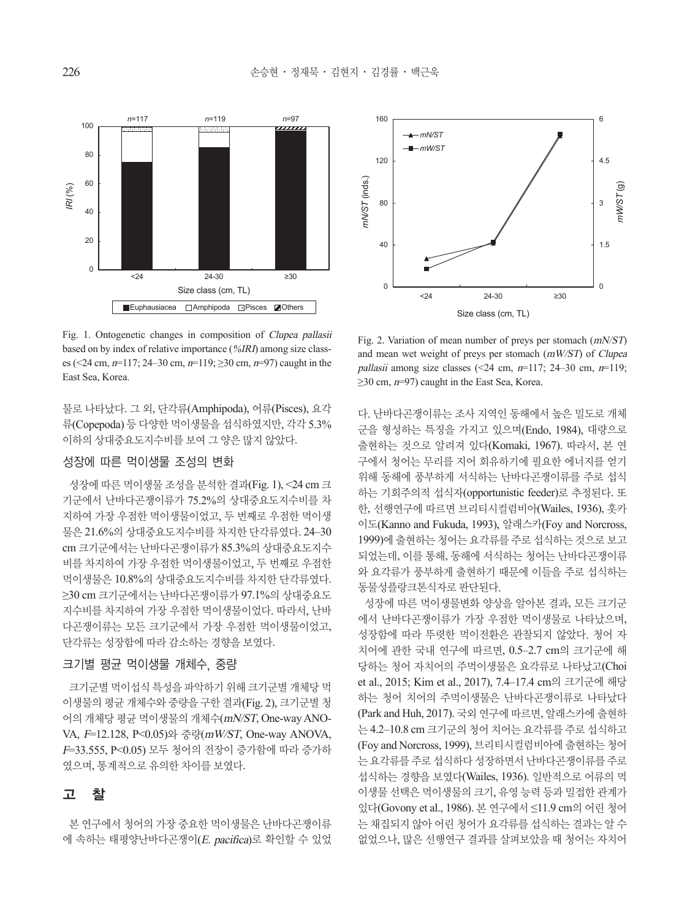Fig. 1. Ontogenetic changes in composition of *Clupea pallasii* based on by index of relative importance (*%IRI*) among size classes (<24 cm, *n*=117; 24–30 cm, *n*=119; ≥30 cm, *n*=97) caught in the East Sea, Korea.

Fig. 2. Variation of mean number of preys per stomach (*mN/ST*) and mean wet weight of preys per stomach (*mW/ST*) of *Clupea pallasii* among size classes (<24 cm, *n*=117; 24–30 cm, *n*=119; ≥30 cm, *n*=97) caught in the East Sea, Korea.

물로 나타났다. 그 외, 단각류(Amphipoda), 어류(Pisces), 요각류(Copepoda) 등 다양한 먹이생물을 섭식하였지만, 각각 5.3% 이하의 상대중요도지수비를 보여 그 양은 많지 않았다.

## 성장에 따른 먹이생물 조성의 변화

성장에 따른 먹이생물 조성을 분석한 결과(Fig. 1), <24 cm 크기군에서 난바다곤쟁이류가 75.2%의 상대중요도지수비를 차지하여 가장 우점한 먹이생물이었고, 두 번째로 우점한 먹이생물은 21.6%의 상대중요도지수비를 차지한 단각류였다. 24–30 cm 크기군에서는 난바다곤쟁이류가 85.3%의 상대중요도지수비를 차지하여 가장 우점한 먹이생물이었고, 두 번째로 우점한 먹이생물은 10.8%의 상대중요도지수비를 차지한 단각류였다. ≥30 cm 크기군에서는 난바다곤쟁이류가 97.1%의 상대중요도지수비를 차지하여 가장 우점한 먹이생물이었다. 따라서, 난바다곤쟁이류는 모든 크기군에서 가장 우점한 먹이생물이었고, 단각류는 성장함에 따라 감소하는 경향을 보였다.

## 크기별 평균 먹이생물 개체수, 중량

크기군별 먹이섭식 특성을 파악하기 위해 크기군별 개체당 먹이생물의 평균 개체수와 중량을 구한 결과(Fig. 2), 크기군별 청어의 개체당 평균 먹이생물의 개체수(*mN/ST*, One-way ANOVA, $F$=12.128, $P<0.05$)와 중량(*mW/ST*, One-way ANOVA, $F$=33.555, $P<0.05$) 모두 청어의 전장이 증가함에 따라 증가하였으며, 통계적으로 유의한 차이를 보였다.

# 고 찰

본 연구에서 청어의 가장 중요한 먹이생물은 난바다곤쟁이류에 속하는 태평양난바다곤쟁이(*E. pacifica*)로 확인할 수 있었다. 난바다곤쟁이류는 조사 지역인 동해에서 높은 밀도로 개체군을 형성하는 특징을 가지고 있으며(Endo, 1984), 대량으로 출현하는 것으로 알려져 있다(Komaki, 1967). 따라서, 본 연구에서 청어는 무리를 지어 회유하기에 필요한 에너지를 얻기 위해 동해에 풍부하게 서식하는 난바다곤쟁이류를 주로 섭식하는 기회주의적 섭식자(opportunistic feeder)로 추정된다. 또한, 선행연구에 따르면 브리티시컬럼비아(Wailes, 1936), 홋카이도(Kanno and Fukuda, 1993), 알래스카(Foy and Norcross, 1999)에 출현하는 청어는 요각류를 주로 섭식하는 것으로 보고되었는데, 이를 통해, 동해에 서식하는 청어는 난바다곤쟁이류와 요각류가 풍부하게 출현하기 때문에 이들을 주로 섭식하는 동물성플랑크톤식자로 판단된다.

성장에 따른 먹이생물변화 양상을 알아본 결과, 모든 크기군에서 난바다곤쟁이류가 가장 우점한 먹이생물로 나타났으며, 성장함에 따라 뚜렷한 먹이전환은 관찰되지 않았다. 청어 자치어에 관한 국내 연구에 따르면, 0.5–2.7 cm의 크기군에 해당하는 청어 자치어의 주먹이생물은 요각류로 나타났고(Choi et al., 2015; Kim et al., 2017), 7.4–17.4 cm의 크기군에 해당하는 청어 치어의 주먹이생물은 난바다곤쟁이류로 나타났다(Park and Huh, 2017). 국외 연구에 따르면, 알래스카에 출현하는 4.2–10.8 cm 크기군의 청어 치어는 요각류를 주로 섭식하고(Foy and Norcross, 1999), 브리티시컬럼비아에 출현하는 청어는 요각류를 주로 섭식하다 성장하면서 난바다곤쟁이류를 주로 섭식하는 경향을 보였다(Wailes, 1936). 일반적으로 어류의 먹이생물 선택은 먹이생물의 크기, 유영 능력 등과 밀접한 관계가 있다(Govony et al., 1986). 본 연구에서 ≤11.9 cm의 어린 청어는 채집되지 않아 어린 청어가 요각류를 섭식하는 결과는 알 수 없었으나, 많은 선행연구 결과를 살펴보았을 때 청어는 자치어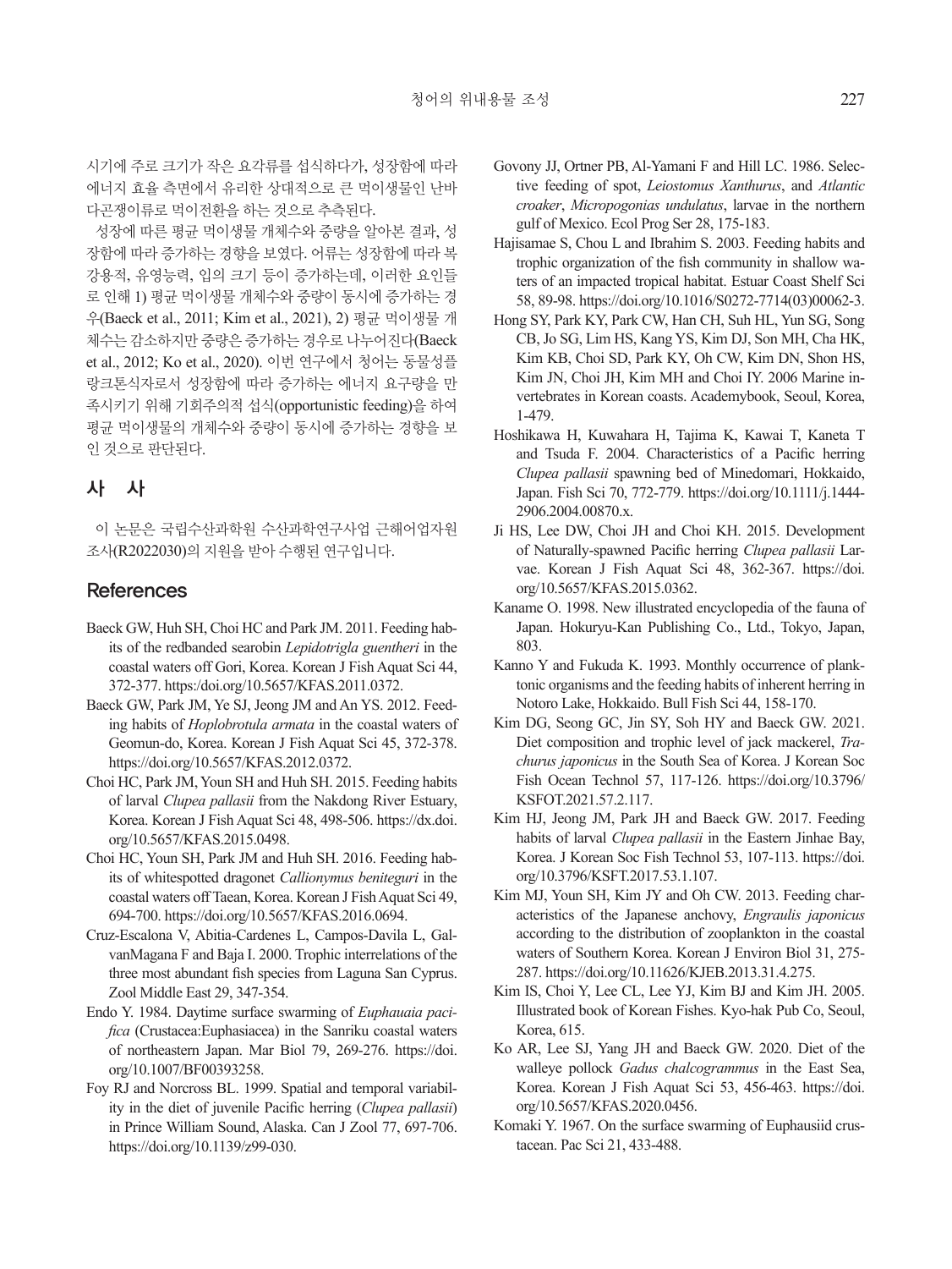시기에 주로 크기가 작은 요각류를 섭식하다가, 성장함에 따라 에너지 효율 측면에서 유리한 상대적으로 큰 먹이생물인 난바다곤쟁이류로 먹이전환을 하는 것으로 추측된다.

성장에 따른 평균 먹이생물 개체수와 중량을 알아본 결과, 성장함에 따라 증가하는 경향을 보였다. 어류는 성장함에 따라 복강용적, 유영능력, 입의 크기 등이 증가하는데, 이러한 요인들로 인해 1) 평균 먹이생물 개체수와 중량이 동시에 증가하는 경우(Baeck et al., 2011; Kim et al., 2021), 2) 평균 먹이생물 개체수는 감소하지만 중량은 증가하는 경우로 나누어진다(Baeck et al., 2012; Ko et al., 2020). 이번 연구에서 청어는 동물성플랑크톤식자로서 성장함에 따라 증가하는 에너지 요구량을 만족시키기 위해 기회주의적 섭식(opportunistic feeding)을 하여 평균 먹이생물의 개체수와 중량이 동시에 증가하는 경향을 보인 것으로 판단된다.

## 사 사

이 논문은 국립수산과학원 수산과학연구사업 근해어업자원조사(R2022030)의 지원을 받아 수행된 연구입니다.

## References

Baeck GW, Huh SH, Choi HC and Park JM. 2011. Feeding habits of the redbanded searobin *Lepidotrigla guentheri* in the coastal waters off Gori, Korea. Korean J Fish Aquat Sci 44, 372-377. https:/doi.org/10.5657/KFAS.2011.0372.

Baeck GW, Park JM, Ye SJ, Jeong JM and An YS. 2012. Feeding habits of *Hoplobrotula armata* in the coastal waters of Geomun-do, Korea. Korean J Fish Aquat Sci 45, 372-378. https://doi.org/10.5657/KFAS.2012.0372.

Choi HC, Park JM, Youn SH and Huh SH. 2015. Feeding habits of larval *Clupea pallasii* from the Nakdong River Estuary, Korea. Korean J Fish Aquat Sci 48, 498-506. https://dx.doi.org/10.5657/KFAS.2015.0498.

Choi HC, Youn SH, Park JM and Huh SH. 2016. Feeding habits of whitespotted dragonet *Callionymus beniteguri* in the coastal waters off Taean, Korea. Korean J Fish Aquat Sci 49, 694-700. https://doi.org/10.5657/KFAS.2016.0694.

Cruz-Escalona V, Abitia-Cardenes L, Campos-Davila L, GalvanMagana F and Baja I. 2000. Trophic interrelations of the three most abundant fish species from Laguna San Cyprus. Zool Middle East 29, 347-354.

Endo Y. 1984. Daytime surface swarming of *Euphauaia pacifica* (Crustacea:Euphasiacea) in the Sanriku coastal waters of northeastern Japan. Mar Biol 79, 269-276. https://doi.org/10.1007/BF00393258.

Foy RJ and Norcross BL. 1999. Spatial and temporal variability in the diet of juvenile Pacific herring (*Clupea pallasii*) in Prince William Sound, Alaska. Can J Zool 77, 697-706. https://doi.org/10.1139/z99-030.

Govony JJ, Ortner PB, Al-Yamani F and Hill LC. 1986. Selective feeding of spot, *Leiostomus Xanthurus*, and *Atlantic croaker*, *Micropogonias undulatus*, larvae in the northern gulf of Mexico. Ecol Prog Ser 28, 175-183.

Hajisamae S, Chou L and Ibrahim S. 2003. Feeding habits and trophic organization of the fish community in shallow waters of an impacted tropical habitat. Estuar Coast Shelf Sci 58, 89-98. https://doi.org/10.1016/S0272-7714(03)00062-3.

Hong SY, Park KY, Park CW, Han CH, Suh HL, Yun SG, Song CB, Jo SG, Lim HS, Kang YS, Kim DJ, Son MH, Cha HK, Kim KB, Choi SD, Park KY, Oh CW, Kim DN, Shon HS, Kim JN, Choi JH, Kim MH and Choi IY. 2006 Marine invertebrates in Korean coasts. Academybook, Seoul, Korea, 1-479.

Hoshikawa H, Kuwahara H, Tajima K, Kawai T, Kaneta T and Tsuda F. 2004. Characteristics of a Pacific herring *Clupea pallasii* spawning bed of Minedomari, Hokkaido, Japan. Fish Sci 70, 772-779. https://doi.org/10.1111/j.1444-2906.2004.00870.x.

Ji HS, Lee DW, Choi JH and Choi KH. 2015. Development of Naturally-spawned Pacific herring *Clupea pallasii* Larvae. Korean J Fish Aquat Sci 48, 362-367. https://doi.org/10.5657/KFAS.2015.0362.

Kaname O. 1998. New illustrated encyclopedia of the fauna of Japan. Hokuryu-Kan Publishing Co., Ltd., Tokyo, Japan, 803.

Kanno Y and Fukuda K. 1993. Monthly occurrence of planktonic organisms and the feeding habits of inherent herring in Notoro Lake, Hokkaido. Bull Fish Sci 44, 158-170.

Kim DG, Seong GC, Jin SY, Soh HY and Baeck GW. 2021. Diet composition and trophic level of jack mackerel, *Trachurus japonicus* in the South Sea of Korea. J Korean Soc Fish Ocean Technol 57, 117-126. https://doi.org/10.3796/KSFOT.2021.57.2.117.

Kim HJ, Jeong JM, Park JH and Baeck GW. 2017. Feeding habits of larval *Clupea pallasii* in the Eastern Jinhae Bay, Korea. J Korean Soc Fish Technol 53, 107-113. https://doi.org/10.3796/KSFT.2017.53.1.107.

Kim MJ, Youn SH, Kim JY and Oh CW. 2013. Feeding characteristics of the Japanese anchovy, *Engraulis japonicus* according to the distribution of zooplankton in the coastal waters of Southern Korea. Korean J Environ Biol 31, 275-287. https://doi.org/10.11626/KJEB.2013.31.4.275.

Kim IS, Choi Y, Lee CL, Lee YJ, Kim BJ and Kim JH. 2005. Illustrated book of Korean Fishes. Kyo-hak Pub Co, Seoul, Korea, 615.

Ko AR, Lee SJ, Yang JH and Baeck GW. 2020. Diet of the walleye pollock *Gadus chalcogrammus* in the East Sea, Korea. Korean J Fish Aquat Sci 53, 456-463. https://doi.org/10.5657/KFAS.2020.0456.

Komaki Y. 1967. On the surface swarming of Euphausiid crustacean. Pac Sci 21, 433-488.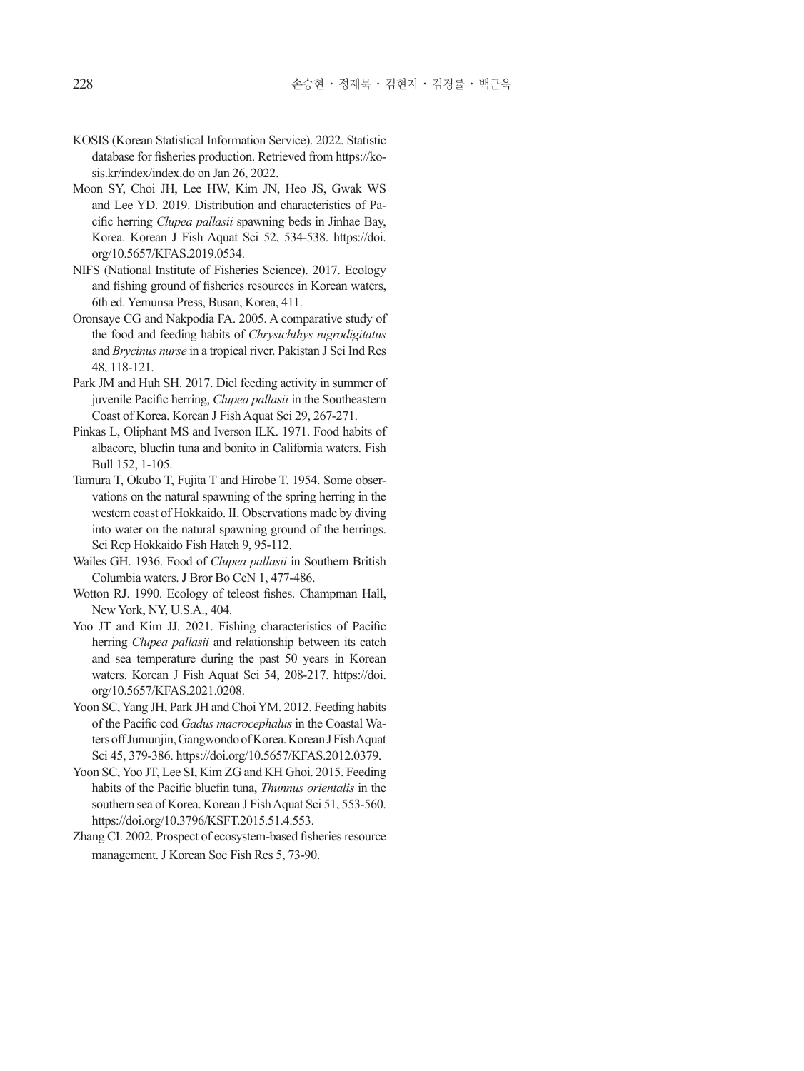KOSIS (Korean Statistical Information Service). 2022. Statistic database for fisheries production. Retrieved from https://kosis.kr/index/index.do on Jan 26, 2022.

Moon SY, Choi JH, Lee HW, Kim JN, Heo JS, Gwak WS and Lee YD. 2019. Distribution and characteristics of Pacific herring *Clupea pallasii* spawning beds in Jinhae Bay, Korea. Korean J Fish Aquat Sci 52, 534-538. https://doi.org/10.5657/KFAS.2019.0534.

NIFS (National Institute of Fisheries Science). 2017. Ecology and fishing ground of fisheries resources in Korean waters, 6th ed. Yemunsa Press, Busan, Korea, 411.

Oronsaye CG and Nakpodia FA. 2005. A comparative study of the food and feeding habits of *Chrysichthys nigrodigitatus* and *Brycinus nurse* in a tropical river. Pakistan J Sci Ind Res 48, 118-121.

Park JM and Huh SH. 2017. Diel feeding activity in summer of juvenile Pacific herring, *Clupea pallasii* in the Southeastern Coast of Korea. Korean J Fish Aquat Sci 29, 267-271.

Pinkas L, Oliphant MS and Iverson ILK. 1971. Food habits of albacore, bluefin tuna and bonito in California waters. Fish Bull 152, 1-105.

Tamura T, Okubo T, Fujita T and Hirobe T. 1954. Some observations on the natural spawning of the spring herring in the western coast of Hokkaido. II. Observations made by diving into water on the natural spawning ground of the herrings. Sci Rep Hokkaido Fish Hatch 9, 95-112.

Wailes GH. 1936. Food of *Clupea pallasii* in Southern British Columbia waters. J Bror Bo CeN 1, 477-486.

Wotton RJ. 1990. Ecology of teleost fishes. Champman Hall, New York, NY, U.S.A., 404.

Yoo JT and Kim JJ. 2021. Fishing characteristics of Pacific herring *Clupea pallasii* and relationship between its catch and sea temperature during the past 50 years in Korean waters. Korean J Fish Aquat Sci 54, 208-217. https://doi.org/10.5657/KFAS.2021.0208.

Yoon SC, Yang JH, Park JH and Choi YM. 2012. Feeding habits of the Pacific cod *Gadus macrocephalus* in the Coastal Waters off Jumunjin, Gangwondo of Korea. Korean J Fish Aquat Sci 45, 379-386. https://doi.org/10.5657/KFAS.2012.0379.

Yoon SC, Yoo JT, Lee SI, Kim ZG and KH Ghoi. 2015. Feeding habits of the Pacific bluefin tuna, *Thunnus orientalis* in the southern sea of Korea. Korean J Fish Aquat Sci 51, 553-560. https://doi.org/10.3796/KSFT.2015.51.4.553.

Zhang CI. 2002. Prospect of ecosystem-based fisheries resource management. J Korean Soc Fish Res 5, 73-90.